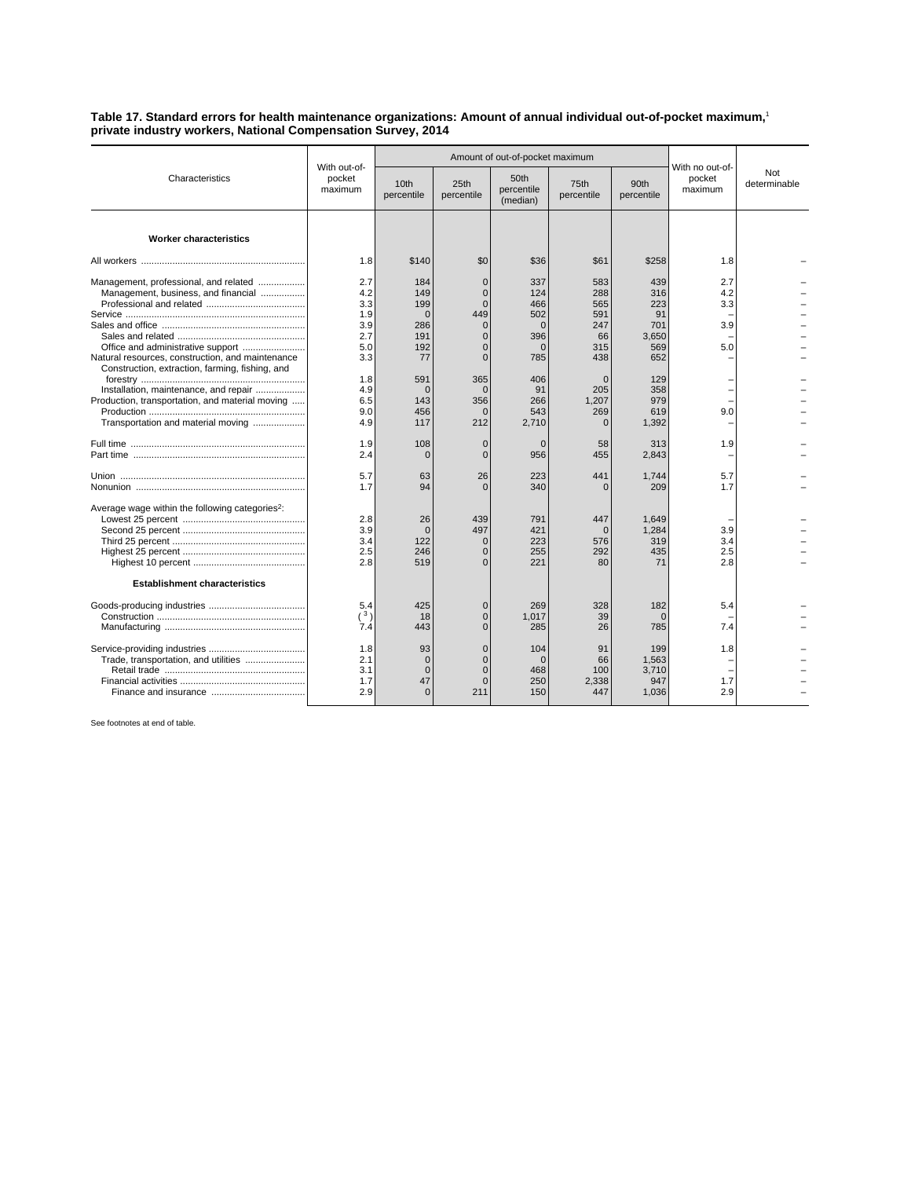**Table 17. Standard errors for health maintenance organizations: Amount of annual individual out-of-pocket maximum,[1] private industry workers, National Compensation Survey, 2014**

| Characteristics | With out-of-pocket maximum | Amount of out-of-pocket maximum | | | | | With no out-of-pocket maximum | Not determinable |
|---|---|---|---|---|---|---|---|---|
| | | 10th percentile | 25th percentile | 50th percentile (median) | 75th percentile | 90th percentile | | |
| **Worker characteristics** | | | | | | | | |
| All workers | 1.8 | $140 | $0 | $36 | $61 | $258 | 1.8 | – |
| Management, professional, and related | 2.7 | 184 | 0 | 337 | 583 | 439 | 2.7 | – |
| Management, business, and financial | 4.2 | 149 | 0 | 124 | 288 | 316 | 4.2 | – |
| Professional and related | 3.3 | 199 | 0 | 466 | 565 | 223 | 3.3 | – |
| Service | 1.9 | 0 | 449 | 502 | 591 | 91 | – | – |
| Sales and office | 3.9 | 286 | 0 | 0 | 247 | 701 | 3.9 | – |
| Sales and related | 2.7 | 191 | 0 | 396 | 66 | 3,650 | – | – |
| Office and administrative support | 5.0 | 192 | 0 | 0 | 315 | 569 | 5.0 | – |
| Natural resources, construction, and maintenance | 3.3 | 77 | 0 | 785 | 438 | 652 | – | – |
| Construction, extraction, farming, fishing, and forestry | 1.8 | 591 | 365 | 406 | 0 | 129 | – | – |
| Installation, maintenance, and repair | 4.9 | 0 | 0 | 91 | 205 | 358 | – | – |
| Production, transportation, and material moving | 6.5 | 143 | 356 | 266 | 1,207 | 979 | – | – |
| Production | 9.0 | 456 | 0 | 543 | 269 | 619 | 9.0 | – |
| Transportation and material moving | 4.9 | 117 | 212 | 2,710 | 0 | 1,392 | – | – |
| Full time | 1.9 | 108 | 0 | 0 | 58 | 313 | 1.9 | – |
| Part time | 2.4 | 0 | 0 | 956 | 455 | 2,843 | – | – |
| Union | 5.7 | 63 | 26 | 223 | 441 | 1,744 | 5.7 | – |
| Nonunion | 1.7 | 94 | 0 | 340 | 0 | 209 | 1.7 | – |
| Average wage within the following categories[2]: | | | | | | | | |
| Lowest 25 percent | 2.8 | 26 | 439 | 791 | 447 | 1,649 | – | – |
| Second 25 percent | 3.9 | 0 | 497 | 421 | 0 | 1,284 | 3.9 | – |
| Third 25 percent | 3.4 | 122 | 0 | 223 | 576 | 319 | 3.4 | – |
| Highest 25 percent | 2.5 | 246 | 0 | 255 | 292 | 435 | 2.5 | – |
| Highest 10 percent | 2.8 | 519 | 0 | 221 | 80 | 71 | 2.8 | – |
| **Establishment characteristics** | | | | | | | | |
| Goods-producing industries | 5.4 | 425 | 0 | 269 | 328 | 182 | 5.4 | – |
| Construction | ( [3] ) | 18 | 0 | 1,017 | 39 | 0 | – | – |
| Manufacturing | 7.4 | 443 | 0 | 285 | 26 | 785 | 7.4 | – |
| Service-providing industries | 1.8 | 93 | 0 | 104 | 91 | 199 | 1.8 | – |
| Trade, transportation, and utilities | 2.1 | 0 | 0 | 0 | 66 | 1,563 | – | – |
| Retail trade | 3.1 | 0 | 0 | 468 | 100 | 3,710 | – | – |
| Financial activities | 1.7 | 47 | 0 | 250 | 2,338 | 947 | 1.7 | – |
| Finance and insurance | 2.9 | 0 | 211 | 150 | 447 | 1,036 | 2.9 | – |

See footnotes at end of table.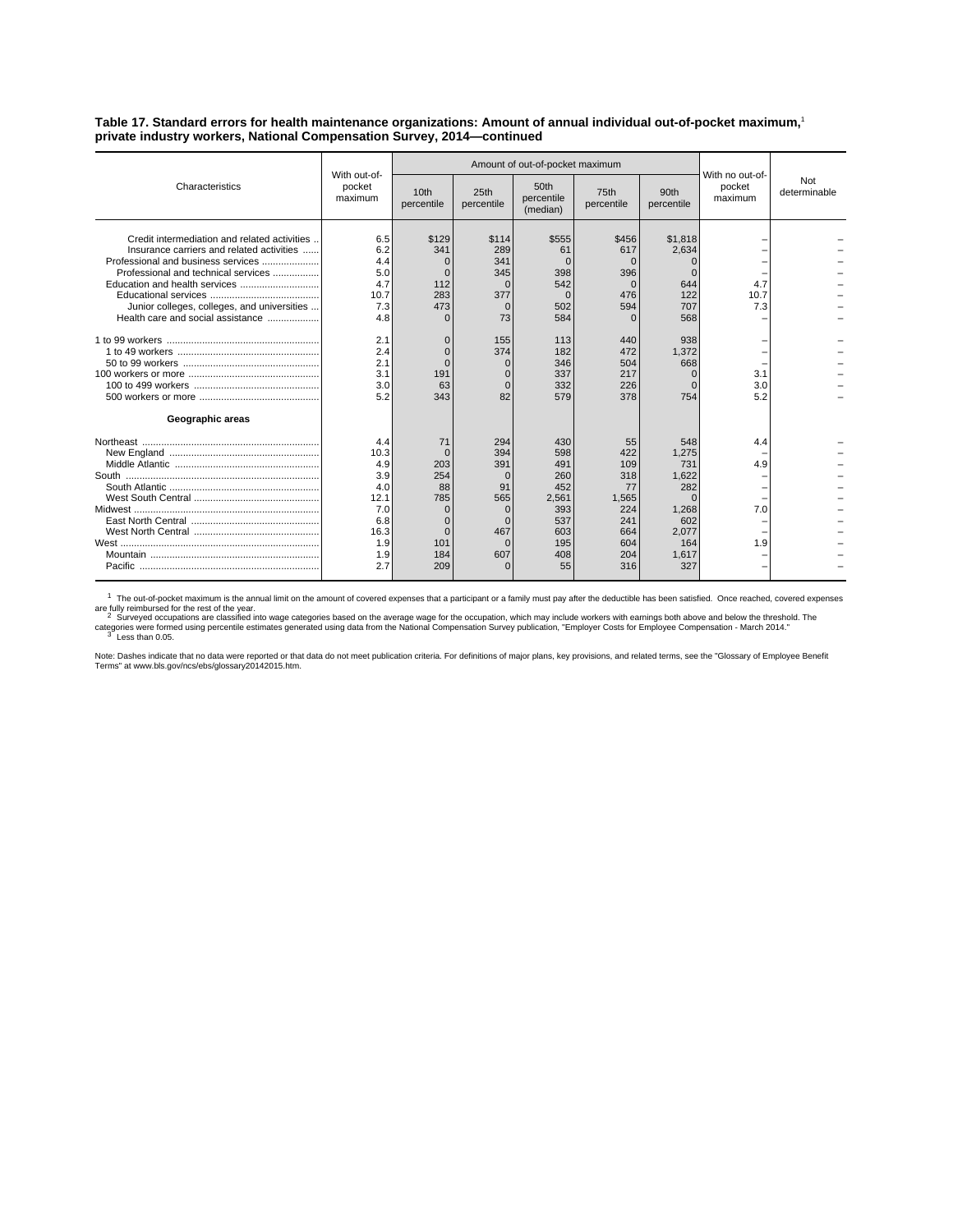**Table 17. Standard errors for health maintenance organizations: Amount of annual individual out-of-pocket maximum,[1] private industry workers, National Compensation Survey, 2014—continued**

| Characteristics | With out-of-pocket maximum | Amount of out-of-pocket maximum | | | | | With no out-of-pocket maximum | Not determinable |
|---|---|---|---|---|---|---|---|---|
| | | 10th percentile | 25th percentile | 50th percentile (median) | 75th percentile | 90th percentile | | |
| Credit intermediation and related activities | 6.5 | $129 | $114 | $555 | $456 | $1,818 | – | – |
| Insurance carriers and related activities | 6.2 | 341 | 289 | 61 | 617 | 2,634 | – | – |
| Professional and business services | 4.4 | 0 | 341 | 0 | 0 | 0 | – | – |
| Professional and technical services | 5.0 | 0 | 345 | 398 | 396 | 0 | – | – |
| Education and health services | 4.7 | 112 | 0 | 542 | 0 | 644 | 4.7 | – |
| Educational services | 10.7 | 283 | 377 | 0 | 476 | 122 | 10.7 | – |
| Junior colleges, colleges, and universities | 7.3 | 473 | 0 | 502 | 594 | 707 | 7.3 | – |
| Health care and social assistance | 4.8 | 0 | 73 | 584 | 0 | 568 | – | – |
| 1 to 99 workers | 2.1 | 0 | 155 | 113 | 440 | 938 | – | – |
| 1 to 49 workers | 2.4 | 0 | 374 | 182 | 472 | 1,372 | – | – |
| 50 to 99 workers | 2.1 | 0 | 0 | 346 | 504 | 668 | – | – |
| 100 workers or more | 3.1 | 191 | 0 | 337 | 217 | 0 | 3.1 | – |
| 100 to 499 workers | 3.0 | 63 | 0 | 332 | 226 | 0 | 3.0 | – |
| 500 workers or more | 5.2 | 343 | 82 | 579 | 378 | 754 | 5.2 | – |
| **Geographic areas** | | | | | | | | |
| Northeast | 4.4 | 71 | 294 | 430 | 55 | 548 | 4.4 | – |
| New England | 10.3 | 0 | 394 | 598 | 422 | 1,275 | – | – |
| Middle Atlantic | 4.9 | 203 | 391 | 491 | 109 | 731 | 4.9 | – |
| South | 3.9 | 254 | 0 | 260 | 318 | 1,622 | – | – |
| South Atlantic | 4.0 | 88 | 91 | 452 | 77 | 282 | – | – |
| West South Central | 12.1 | 785 | 565 | 2,561 | 1,565 | 0 | – | – |
| Midwest | 7.0 | 0 | 0 | 393 | 224 | 1,268 | 7.0 | – |
| East North Central | 6.8 | 0 | 0 | 537 | 241 | 602 | – | – |
| West North Central | 16.3 | 0 | 467 | 603 | 664 | 2,077 | – | – |
| West | 1.9 | 101 | 0 | 195 | 604 | 164 | 1.9 | – |
| Mountain | 1.9 | 184 | 607 | 408 | 204 | 1,617 | – | – |
| Pacific | 2.7 | 209 | 0 | 55 | 316 | 327 | – | – |

[1] The out-of-pocket maximum is the annual limit on the amount of covered expenses that a participant or a family must pay after the deductible has been satisfied. Once reached, covered expenses are fully reimbursed for the rest of the year.
[2] Surveyed occupations are classified into wage categories based on the average wage for the occupation, which may include workers with earnings both above and below the threshold. The categories were formed using percentile estimates generated using data from the National Compensation Survey publication, "Employer Costs for Employee Compensation - March 2014."
[3] Less than 0.05.

Note: Dashes indicate that no data were reported or that data do not meet publication criteria. For definitions of major plans, key provisions, and related terms, see the "Glossary of Employee Benefit Terms" at www.bls.gov/ncs/ebs/glossary20142015.htm.